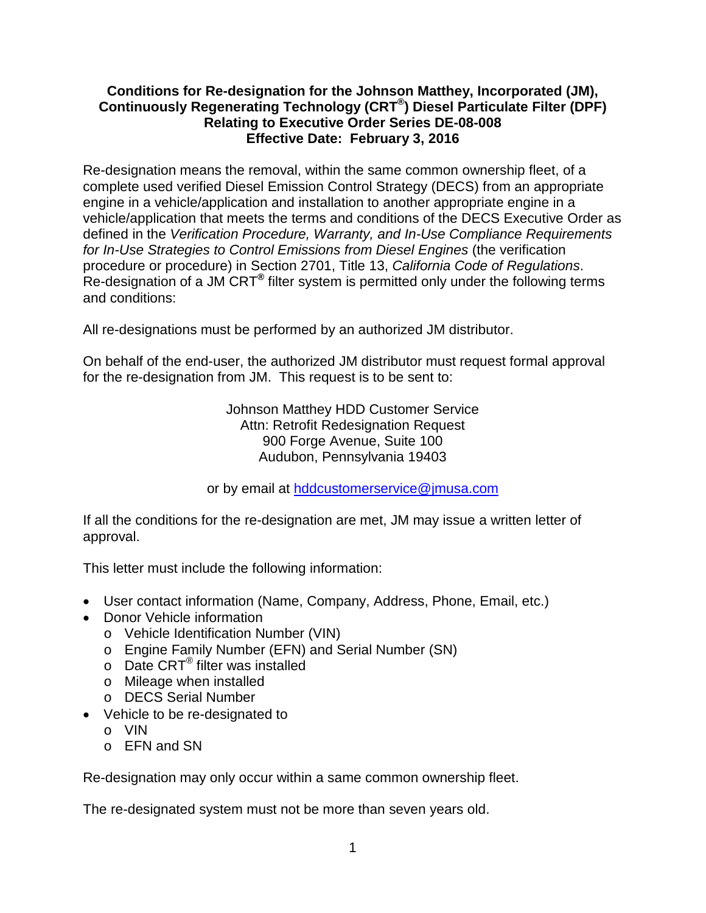**Conditions for Re-designation for the Johnson Matthey, Incorporated (JM), Continuously Regenerating Technology (CRT®) Diesel Particulate Filter (DPF) Relating to Executive Order Series DE-08-008**
**Effective Date: February 3, 2016**

Re-designation means the removal, within the same common ownership fleet, of a complete used verified Diesel Emission Control Strategy (DECS) from an appropriate engine in a vehicle/application and installation to another appropriate engine in a vehicle/application that meets the terms and conditions of the DECS Executive Order as defined in the *Verification Procedure, Warranty, and In-Use Compliance Requirements for In-Use Strategies to Control Emissions from Diesel Engines* (the verification procedure or procedure) in Section 2701, Title 13, *California Code of Regulations*. Re-designation of a JM CRT**®** filter system is permitted only under the following terms and conditions:

All re-designations must be performed by an authorized JM distributor.

On behalf of the end-user, the authorized JM distributor must request formal approval for the re-designation from JM. This request is to be sent to:

Johnson Matthey HDD Customer Service
Attn: Retrofit Redesignation Request
900 Forge Avenue, Suite 100
Audubon, Pennsylvania 19403

or by email at hddcustomerservice@jmusa.com

If all the conditions for the re-designation are met, JM may issue a written letter of approval.

This letter must include the following information:

- User contact information (Name, Company, Address, Phone, Email, etc.)
- Donor Vehicle information
  - Vehicle Identification Number (VIN)
  - Engine Family Number (EFN) and Serial Number (SN)
  - Date CRT® filter was installed
  - Mileage when installed
  - DECS Serial Number
- Vehicle to be re-designated to
  - VIN
  - EFN and SN

Re-designation may only occur within a same common ownership fleet.

The re-designated system must not be more than seven years old.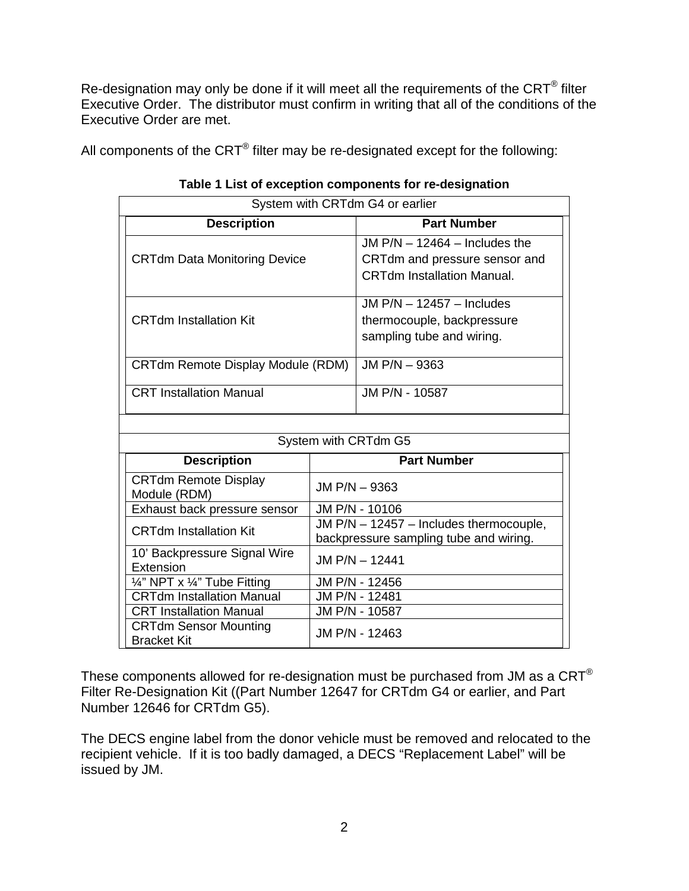Re-designation may only be done if it will meet all the requirements of the CRT® filter Executive Order. The distributor must confirm in writing that all of the conditions of the Executive Order are met.

All components of the CRT® filter may be re-designated except for the following:

**Table 1 List of exception components for re-designation**

| System with CRTdm G4 or earlier | |
|---|---|
| **Description** | **Part Number** |
| CRTdm Data Monitoring Device | JM P/N – 12464 – Includes the CRTdm and pressure sensor and CRTdm Installation Manual. |
| CRTdm Installation Kit | JM P/N – 12457 – Includes thermocouple, backpressure sampling tube and wiring. |
| CRTdm Remote Display Module (RDM) | JM P/N – 9363 |
| CRT Installation Manual | JM P/N - 10587 |

| System with CRTdm G5 | |
|---|---|
| **Description** | **Part Number** |
| CRTdm Remote Display Module (RDM) | JM P/N – 9363 |
| Exhaust back pressure sensor | JM P/N - 10106 |
| CRTdm Installation Kit | JM P/N – 12457 – Includes thermocouple, backpressure sampling tube and wiring. |
| 10' Backpressure Signal Wire Extension | JM P/N – 12441 |
| ¼" NPT x ¼" Tube Fitting | JM P/N - 12456 |
| CRTdm Installation Manual | JM P/N - 12481 |
| CRT Installation Manual | JM P/N - 10587 |
| CRTdm Sensor Mounting Bracket Kit | JM P/N - 12463 |

These components allowed for re-designation must be purchased from JM as a CRT® Filter Re-Designation Kit ((Part Number 12647 for CRTdm G4 or earlier, and Part Number 12646 for CRTdm G5).

The DECS engine label from the donor vehicle must be removed and relocated to the recipient vehicle. If it is too badly damaged, a DECS "Replacement Label" will be issued by JM.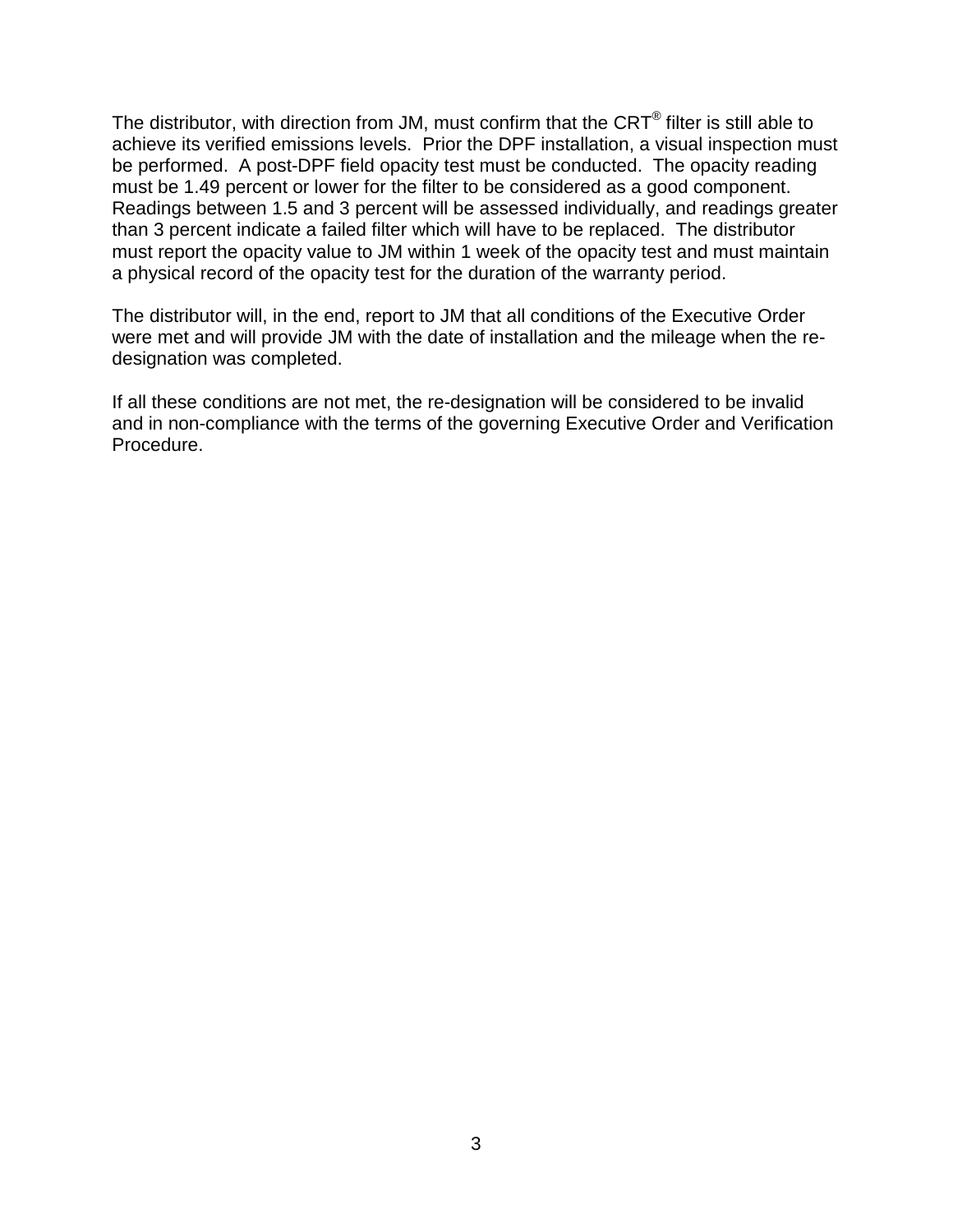The distributor, with direction from JM, must confirm that the CRT® filter is still able to achieve its verified emissions levels. Prior the DPF installation, a visual inspection must be performed. A post-DPF field opacity test must be conducted. The opacity reading must be 1.49 percent or lower for the filter to be considered as a good component. Readings between 1.5 and 3 percent will be assessed individually, and readings greater than 3 percent indicate a failed filter which will have to be replaced. The distributor must report the opacity value to JM within 1 week of the opacity test and must maintain a physical record of the opacity test for the duration of the warranty period.

The distributor will, in the end, report to JM that all conditions of the Executive Order were met and will provide JM with the date of installation and the mileage when the re-designation was completed.

If all these conditions are not met, the re-designation will be considered to be invalid and in non-compliance with the terms of the governing Executive Order and Verification Procedure.